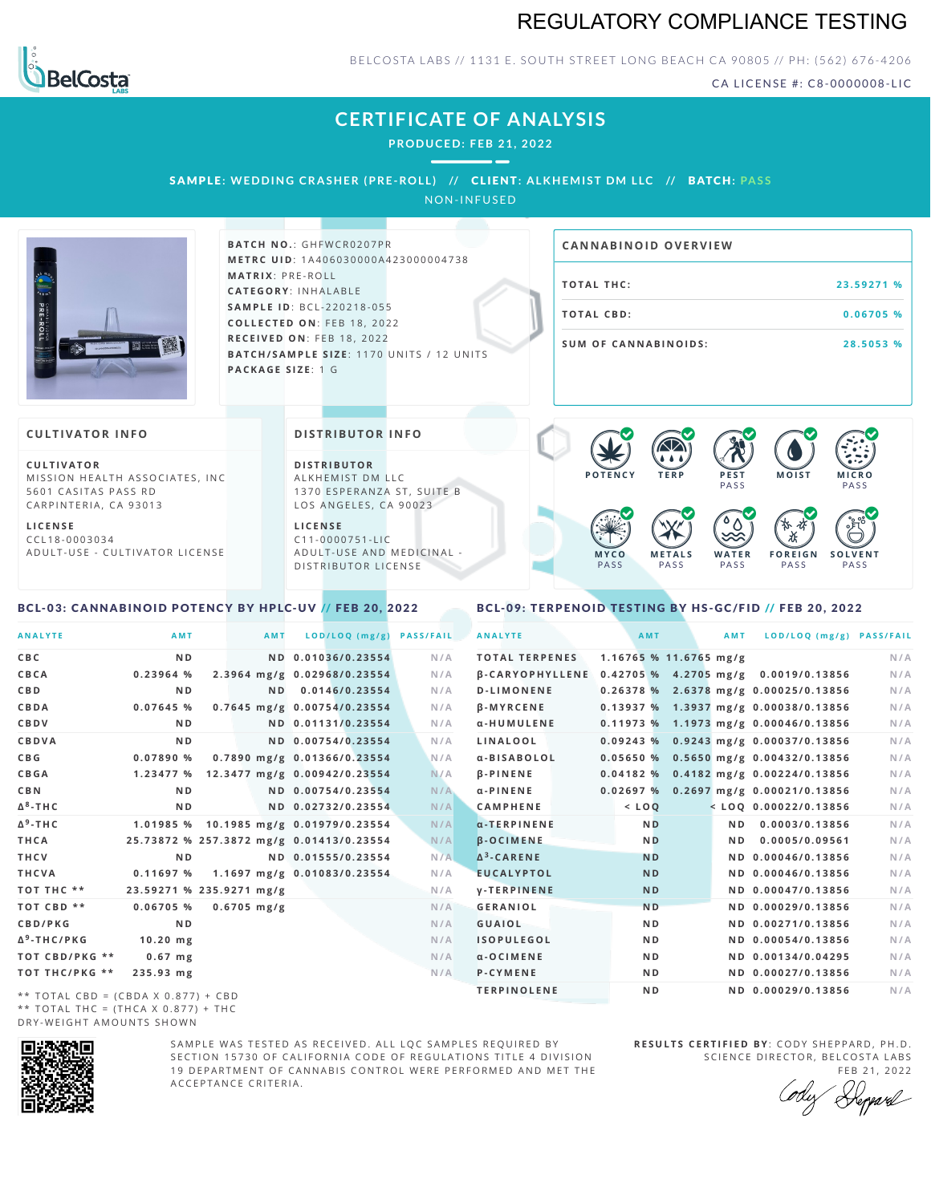# REGULATORY COMPLIANCE TESTING

BELCOSTA LABS // 1131 E. SOUTH STREET LONG BEACH CA 90805 // PH: (562) 676-4206

CA LICENSE #: C8-0000008-LIC

## CERTIFICATE OF ANALYSIS

**PRODUCED: FEB 21, 2022**

**SAMPLE:** WEDDING CRASHER (PRE-ROLL) // **CLIENT:** ALKHEMIST DM LLC // **BATCH:** PASS

NON-INFUSED

**BATCH NO.**: GHFWCR0207PR
**METRC UID**: 1A4060300000A423000004738
**MATRIX**: PRE-ROLL
**CATEGORY**: INHALABLE
**SAMPLE ID**: BCL-220218-055
**COLLECTED ON**: FEB 18, 2022
**RECEIVED ON**: FEB 18, 2022
**BATCH/SAMPLE SIZE**: 1170 UNITS / 12 UNITS
**PACKAGE SIZE**: 1 G

### CANNABINOID OVERVIEW

| | |
|---|---|
| TOTAL THC: | 23.59271 % |
| TOTAL CBD: | 0.06705 % |
| SUM OF CANNABINOIDS: | 28.5053 % |

### CULTIVATOR INFO

**CULTIVATOR**
MISSION HEALTH ASSOCIATES, INC
5601 CASITAS PASS RD
CARPINTERIA, CA 93013

**LICENSE**
CCL18-0003034
ADULT-USE - CULTIVATOR LICENSE

### DISTRIBUTOR INFO

**DISTRIBUTOR**
ALKHEMIST DM LLC
1370 ESPERANZA ST, SUITE B
LOS ANGELES, CA 90023

**LICENSE**
C11-0000751-LIC
ADULT-USE AND MEDICINAL - DISTRIBUTOR LICENSE

POTENCY | TERP | PEST PASS | MOIST | MICRO PASS | MYCO PASS | METALS PASS | WATER PASS | FOREIGN PASS | SOLVENT PASS

### BCL-03: CANNABINOID POTENCY BY HPLC-UV // FEB 20, 2022

| ANALYTE | AMT | AMT | LOD/LOQ (mg/g) | PASS/FAIL |
|---|---|---|---|---|
| CBC | ND | ND | 0.01036/0.23554 | N/A |
| CBCA | 0.23964 % | 2.3964 mg/g | 0.02968/0.23554 | N/A |
| CBD | ND | ND | 0.0146/0.23554 | N/A |
| CBDA | 0.07645 % | 0.7645 mg/g | 0.00754/0.23554 | N/A |
| CBDV | ND | ND | 0.01131/0.23554 | N/A |
| CBDVA | ND | ND | 0.00754/0.23554 | N/A |
| CBG | 0.07890 % | 0.7890 mg/g | 0.01366/0.23554 | N/A |
| CBGA | 1.23477 % | 12.3477 mg/g | 0.00942/0.23554 | N/A |
| CBN | ND | ND | 0.00754/0.23554 | N/A |
| Δ8-THC | ND | ND | 0.02732/0.23554 | N/A |
| Δ9-THC | 1.01985 % | 10.1985 mg/g | 0.01979/0.23554 | N/A |
| THCA | 25.73872 % | 257.3872 mg/g | 0.01413/0.23554 | N/A |
| THCV | ND | ND | 0.01555/0.23554 | N/A |
| THCVA | 0.11697 % | 1.1697 mg/g | 0.01083/0.23554 | N/A |
| TOT THC ** | 23.59271 % | 235.9271 mg/g | | N/A |
| TOT CBD ** | 0.06705 % | 0.6705 mg/g | | N/A |
| CBD/PKG | ND | | | N/A |
| Δ9-THC/PKG | 10.20 mg | | | N/A |
| TOT CBD/PKG ** | 0.67 mg | | | N/A |
| TOT THC/PKG ** | 235.93 mg | | | N/A |

** TOTAL CBD = (CBDA X 0.877) + CBD
** TOTAL THC = (THCA X 0.877) + THC
DRY-WEIGHT AMOUNTS SHOWN

### BCL-09: TERPENOID TESTING BY HS-GC/FID // FEB 20, 2022

| ANALYTE | AMT | AMT | LOD/LOQ (mg/g) | PASS/FAIL |
|---|---|---|---|---|
| TOTAL TERPENES | 1.16765 % | 11.6765 mg/g | | N/A |
| β-CARYOPHYLLENE | 0.42705 % | 4.2705 mg/g | 0.0019/0.13856 | N/A |
| D-LIMONENE | 0.26378 % | 2.6378 mg/g | 0.00025/0.13856 | N/A |
| β-MYRCENE | 0.13937 % | 1.3937 mg/g | 0.00038/0.13856 | N/A |
| α-HUMULENE | 0.11973 % | 1.1973 mg/g | 0.00046/0.13856 | N/A |
| LINALOOL | 0.09243 % | 0.9243 mg/g | 0.00037/0.13856 | N/A |
| α-BISABOLOL | 0.05650 % | 0.5650 mg/g | 0.00432/0.13856 | N/A |
| β-PINENE | 0.04182 % | 0.4182 mg/g | 0.00224/0.13856 | N/A |
| α-PINENE | 0.02697 % | 0.2697 mg/g | 0.00021/0.13856 | N/A |
| CAMPHENE | < LOQ | < LOQ | 0.00022/0.13856 | N/A |
| α-TERPINENE | ND | ND | 0.0003/0.13856 | N/A |
| β-OCIMENE | ND | ND | 0.0005/0.09561 | N/A |
| Δ3-CARENE | ND | ND | 0.00046/0.13856 | N/A |
| EUCALYPTOL | ND | ND | 0.00046/0.13856 | N/A |
| γ-TERPINENE | ND | ND | 0.00047/0.13856 | N/A |
| GERANIOL | ND | ND | 0.00029/0.13856 | N/A |
| GUAIOL | ND | ND | 0.00271/0.13856 | N/A |
| ISOPULEGOL | ND | ND | 0.00054/0.13856 | N/A |
| α-OCIMENE | ND | ND | 0.00134/0.04295 | N/A |
| P-CYMENE | ND | ND | 0.00027/0.13856 | N/A |
| TERPINOLENE | ND | ND | 0.00029/0.13856 | N/A |

SAMPLE WAS TESTED AS RECEIVED. ALL LQC SAMPLES REQUIRED BY SECTION 15730 OF CALIFORNIA CODE OF REGULATIONS TITLE 4 DIVISION 19 DEPARTMENT OF CANNABIS CONTROL WERE PERFORMED AND MET THE ACCEPTANCE CRITERIA.

**RESULTS CERTIFIED BY**: CODY SHEPPARD, PH.D.
SCIENCE DIRECTOR, BELCOSTA LABS
FEB 21, 2022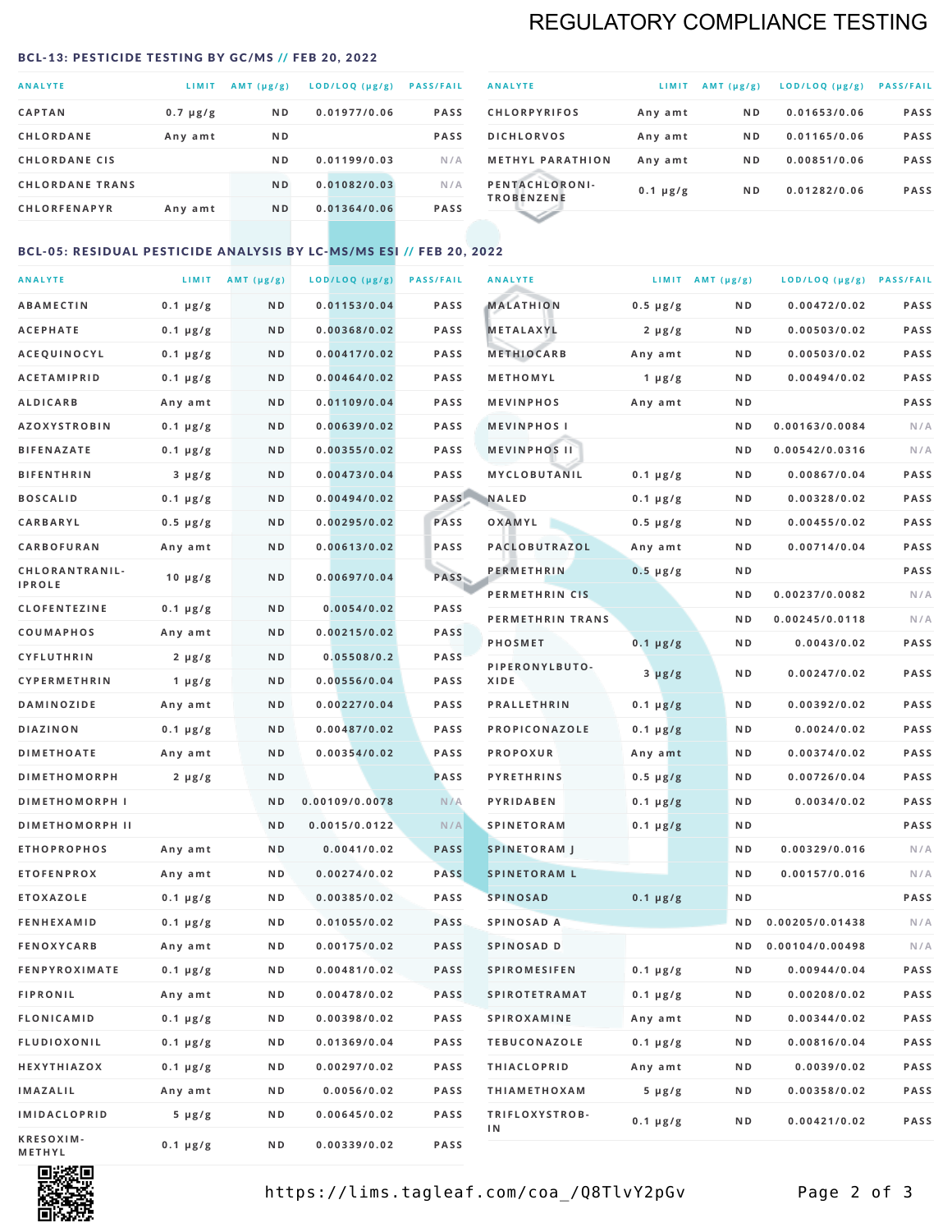# REGULATORY COMPLIANCE TESTING

## BCL-13: PESTICIDE TESTING BY GC/MS // FEB 20, 2022

| ANALYTE | LIMIT | AMT (μg/g) | LOD/LOQ (μg/g) | PASS/FAIL |
|---|---|---|---|---|
| CAPTAN | 0.7 μg/g | ND | 0.01977/0.06 | PASS |
| CHLORDANE | Any amt | ND | | PASS |
| CHLORDANE CIS | | ND | 0.01199/0.03 | N/A |
| CHLORDANE TRANS | | ND | 0.01082/0.03 | N/A |
| CHLORFENAPYR | Any amt | ND | 0.01364/0.06 | PASS |
| CHLORPYRIFOS | Any amt | ND | 0.01653/0.06 | PASS |
| DICHLORVOS | Any amt | ND | 0.01165/0.06 | PASS |
| METHYL PARATHION | Any amt | ND | 0.00851/0.06 | PASS |
| PENTACHLORONITROBENZENE | 0.1 μg/g | ND | 0.01282/0.06 | PASS |

## BCL-05: RESIDUAL PESTICIDE ANALYSIS BY LC-MS/MS ESI // FEB 20, 2022

| ANALYTE | LIMIT | AMT (μg/g) | LOD/LOQ (μg/g) | PASS/FAIL |
|---|---|---|---|---|
| ABAMECTIN | 0.1 μg/g | ND | 0.01153/0.04 | PASS |
| ACEPHATE | 0.1 μg/g | ND | 0.00368/0.02 | PASS |
| ACEQUINOCYL | 0.1 μg/g | ND | 0.00417/0.02 | PASS |
| ACETAMIPRID | 0.1 μg/g | ND | 0.00464/0.02 | PASS |
| ALDICARB | Any amt | ND | 0.01109/0.04 | PASS |
| AZOXYSTROBIN | 0.1 μg/g | ND | 0.00639/0.02 | PASS |
| BIFENAZATE | 0.1 μg/g | ND | 0.00355/0.02 | PASS |
| BIFENTHRIN | 3 μg/g | ND | 0.00473/0.04 | PASS |
| BOSCALID | 0.1 μg/g | ND | 0.00494/0.02 | PASS |
| CARBARYL | 0.5 μg/g | ND | 0.00295/0.02 | PASS |
| CARBOFURAN | Any amt | ND | 0.00613/0.02 | PASS |
| CHLORANTRANILIPROLE | 10 μg/g | ND | 0.00697/0.04 | PASS |
| CLOFENTEZINE | 0.1 μg/g | ND | 0.0054/0.02 | PASS |
| COUMAPHOS | Any amt | ND | 0.00215/0.02 | PASS |
| CYFLUTHRIN | 2 μg/g | ND | 0.05508/0.2 | PASS |
| CYPERMETHRIN | 1 μg/g | ND | 0.00556/0.04 | PASS |
| DAMINOZIDE | Any amt | ND | 0.00227/0.04 | PASS |
| DIAZINON | 0.1 μg/g | ND | 0.00487/0.02 | PASS |
| DIMETHOATE | Any amt | ND | 0.00354/0.02 | PASS |
| DIMETHOMORPH | 2 μg/g | ND | | PASS |
| DIMETHOMORPH I | | ND | 0.00109/0.0078 | N/A |
| DIMETHOMORPH II | | ND | 0.0015/0.0122 | N/A |
| ETHOPROPHOS | Any amt | ND | 0.0041/0.02 | PASS |
| ETOFENPROX | Any amt | ND | 0.00274/0.02 | PASS |
| ETOXAZOLE | 0.1 μg/g | ND | 0.00385/0.02 | PASS |
| FENHEXAMID | 0.1 μg/g | ND | 0.01055/0.02 | PASS |
| FENOXYCARB | Any amt | ND | 0.00175/0.02 | PASS |
| FENPYROXIMATE | 0.1 μg/g | ND | 0.00481/0.02 | PASS |
| FIPRONIL | Any amt | ND | 0.00478/0.02 | PASS |
| FLONICAMID | 0.1 μg/g | ND | 0.00398/0.02 | PASS |
| FLUDIOXONIL | 0.1 μg/g | ND | 0.01369/0.04 | PASS |
| HEXYTHIAZOX | 0.1 μg/g | ND | 0.00297/0.02 | PASS |
| IMAZALIL | Any amt | ND | 0.0056/0.02 | PASS |
| IMIDACLOPRID | 5 μg/g | ND | 0.00645/0.02 | PASS |
| KRESOXIM-METHYL | 0.1 μg/g | ND | 0.00339/0.02 | PASS |
| MALATHION | 0.5 μg/g | ND | 0.00472/0.02 | PASS |
| METALAXYL | 2 μg/g | ND | 0.00503/0.02 | PASS |
| METHIOCARB | Any amt | ND | 0.00503/0.02 | PASS |
| METHOMYL | 1 μg/g | ND | 0.00494/0.02 | PASS |
| MEVINPHOS | Any amt | ND | | PASS |
| MEVINPHOS I | | ND | 0.00163/0.0084 | N/A |
| MEVINPHOS II | | ND | 0.00542/0.0316 | N/A |
| MYCLOBUTANIL | 0.1 μg/g | ND | 0.00867/0.04 | PASS |
| NALED | 0.1 μg/g | ND | 0.00328/0.02 | PASS |
| OXAMYL | 0.5 μg/g | ND | 0.00455/0.02 | PASS |
| PACLOBUTRAZOL | Any amt | ND | 0.00714/0.04 | PASS |
| PERMETHRIN | 0.5 μg/g | ND | | PASS |
| PERMETHRIN CIS | | ND | 0.00237/0.0082 | N/A |
| PERMETHRIN TRANS | | ND | 0.00245/0.0118 | N/A |
| PHOSMET | 0.1 μg/g | ND | 0.0043/0.02 | PASS |
| PIPERONYLBUTOXIDE | 3 μg/g | ND | 0.00247/0.02 | PASS |
| PRALLETHRIN | 0.1 μg/g | ND | 0.00392/0.02 | PASS |
| PROPICONAZOLE | 0.1 μg/g | ND | 0.0024/0.02 | PASS |
| PROPOXUR | Any amt | ND | 0.00374/0.02 | PASS |
| PYRETHRINS | 0.5 μg/g | ND | 0.00726/0.04 | PASS |
| PYRIDABEN | 0.1 μg/g | ND | 0.0034/0.02 | PASS |
| SPINETORAM | 0.1 μg/g | ND | | PASS |
| SPINETORAM J | | ND | 0.00329/0.016 | N/A |
| SPINETORAM L | | ND | 0.00157/0.016 | N/A |
| SPINOSAD | 0.1 μg/g | ND | | PASS |
| SPINOSAD A | | ND | 0.00205/0.01438 | N/A |
| SPINOSAD D | | ND | 0.00104/0.00498 | N/A |
| SPIROMESIFEN | 0.1 μg/g | ND | 0.00944/0.04 | PASS |
| SPIROTETRAMAT | 0.1 μg/g | ND | 0.00208/0.02 | PASS |
| SPIROXAMINE | Any amt | ND | 0.00344/0.02 | PASS |
| TEBUCONAZOLE | 0.1 μg/g | ND | 0.00816/0.04 | PASS |
| THIACLOPRID | Any amt | ND | 0.0039/0.02 | PASS |
| THIAMETHOXAM | 5 μg/g | ND | 0.00358/0.02 | PASS |
| TRIFLOXYSTROBIN | 0.1 μg/g | ND | 0.00421/0.02 | PASS |

https://lims.tagleaf.com/coa_/Q8TlvY2pGv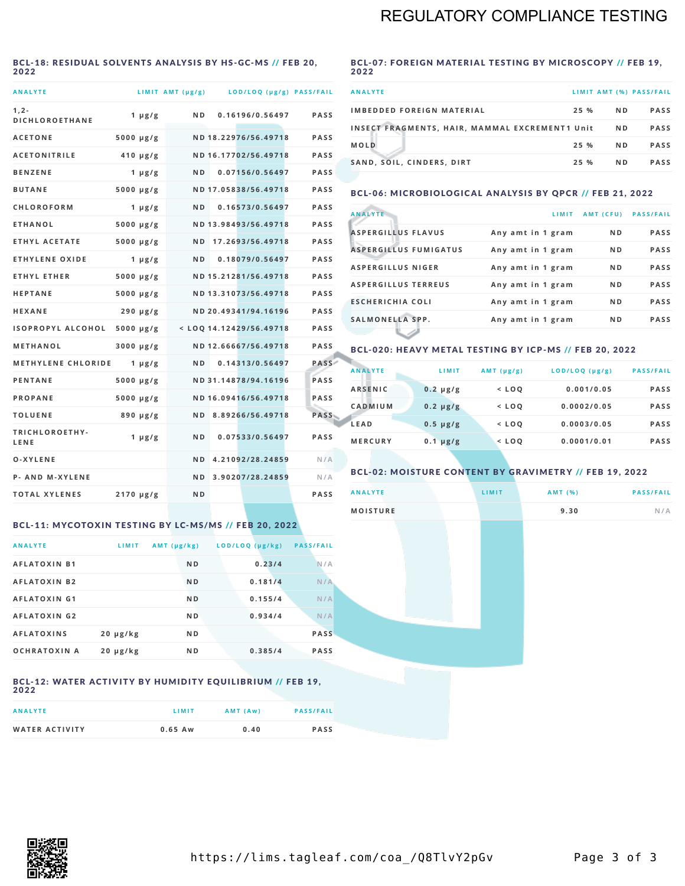# REGULATORY COMPLIANCE TESTING

## BCL-18: RESIDUAL SOLVENTS ANALYSIS BY HS-GC-MS // FEB 20, 2022

| ANALYTE | LIMIT | AMT (μg/g) | LOD/LOQ (μg/g) | PASS/FAIL |
|---|---|---|---|---|
| 1,2-DICHLOROETHANE | 1 μg/g | ND | 0.16196/0.56497 | PASS |
| ACETONE | 5000 μg/g | ND | 18.22976/56.49718 | PASS |
| ACETONITRILE | 410 μg/g | ND | 16.17702/56.49718 | PASS |
| BENZENE | 1 μg/g | ND | 0.07156/0.56497 | PASS |
| BUTANE | 5000 μg/g | ND | 17.05838/56.49718 | PASS |
| CHLOROFORM | 1 μg/g | ND | 0.16573/0.56497 | PASS |
| ETHANOL | 5000 μg/g | ND | 13.98493/56.49718 | PASS |
| ETHYL ACETATE | 5000 μg/g | ND | 17.2693/56.49718 | PASS |
| ETHYLENE OXIDE | 1 μg/g | ND | 0.18079/0.56497 | PASS |
| ETHYL ETHER | 5000 μg/g | ND | 15.21281/56.49718 | PASS |
| HEPTANE | 5000 μg/g | ND | 13.31073/56.49718 | PASS |
| HEXANE | 290 μg/g | ND | 20.49341/94.16196 | PASS |
| ISOPROPYL ALCOHOL | 5000 μg/g | < LOQ | 14.12429/56.49718 | PASS |
| METHANOL | 3000 μg/g | ND | 12.66667/56.49718 | PASS |
| METHYLENE CHLORIDE | 1 μg/g | ND | 0.14313/0.56497 | PASS |
| PENTANE | 5000 μg/g | ND | 31.14878/94.16196 | PASS |
| PROPANE | 5000 μg/g | ND | 16.09416/56.49718 | PASS |
| TOLUENE | 890 μg/g | ND | 8.89266/56.49718 | PASS |
| TRICHLOROETHYLENE | 1 μg/g | ND | 0.07533/0.56497 | PASS |
| O-XYLENE | | ND | 4.21092/28.24859 | N/A |
| P- AND M-XYLENE | | ND | 3.90207/28.24859 | N/A |
| TOTAL XYLENES | 2170 μg/g | ND | | PASS |

## BCL-11: MYCOTOXIN TESTING BY LC-MS/MS // FEB 20, 2022

| ANALYTE | LIMIT | AMT (μg/kg) | LOD/LOQ (μg/kg) | PASS/FAIL |
|---|---|---|---|---|
| AFLATOXIN B1 | | ND | 0.23/4 | N/A |
| AFLATOXIN B2 | | ND | 0.181/4 | N/A |
| AFLATOXIN G1 | | ND | 0.155/4 | N/A |
| AFLATOXIN G2 | | ND | 0.934/4 | N/A |
| AFLATOXINS | 20 μg/kg | ND | | PASS |
| OCHRATOXIN A | 20 μg/kg | ND | 0.385/4 | PASS |

## BCL-12: WATER ACTIVITY BY HUMIDITY EQUILIBRIUM // FEB 19, 2022

| ANALYTE | LIMIT | AMT (Aw) | PASS/FAIL |
|---|---|---|---|
| WATER ACTIVITY | 0.65 Aw | 0.40 | PASS |

## BCL-07: FOREIGN MATERIAL TESTING BY MICROSCOPY // FEB 19, 2022

| ANALYTE | LIMIT | AMT (%) | PASS/FAIL |
|---|---|---|---|
| IMBEDDED FOREIGN MATERIAL | 25 % | ND | PASS |
| INSECT FRAGMENTS, HAIR, MAMMAL EXCREMENT | 1 Unit | ND | PASS |
| MOLD | 25 % | ND | PASS |
| SAND, SOIL, CINDERS, DIRT | 25 % | ND | PASS |

## BCL-06: MICROBIOLOGICAL ANALYSIS BY QPCR // FEB 21, 2022

| ANALYTE | LIMIT | AMT (CFU) | PASS/FAIL |
|---|---|---|---|
| ASPERGILLUS FLAVUS | Any amt in 1 gram | ND | PASS |
| ASPERGILLUS FUMIGATUS | Any amt in 1 gram | ND | PASS |
| ASPERGILLUS NIGER | Any amt in 1 gram | ND | PASS |
| ASPERGILLUS TERREUS | Any amt in 1 gram | ND | PASS |
| ESCHERICHIA COLI | Any amt in 1 gram | ND | PASS |
| SALMONELLA SPP. | Any amt in 1 gram | ND | PASS |

## BCL-020: HEAVY METAL TESTING BY ICP-MS // FEB 20, 2022

| ANALYTE | LIMIT | AMT (μg/g) | LOD/LOQ (μg/g) | PASS/FAIL |
|---|---|---|---|---|
| ARSENIC | 0.2 μg/g | < LOQ | 0.001/0.05 | PASS |
| CADMIUM | 0.2 μg/g | < LOQ | 0.0002/0.05 | PASS |
| LEAD | 0.5 μg/g | < LOQ | 0.0003/0.05 | PASS |
| MERCURY | 0.1 μg/g | < LOQ | 0.0001/0.01 | PASS |

## BCL-02: MOISTURE CONTENT BY GRAVIMETRY // FEB 19, 2022

| ANALYTE | LIMIT | AMT (%) | PASS/FAIL |
|---|---|---|---|
| MOISTURE | | 9.30 | N/A |

https://lims.tagleaf.com/coa_/Q8TlvY2pGv